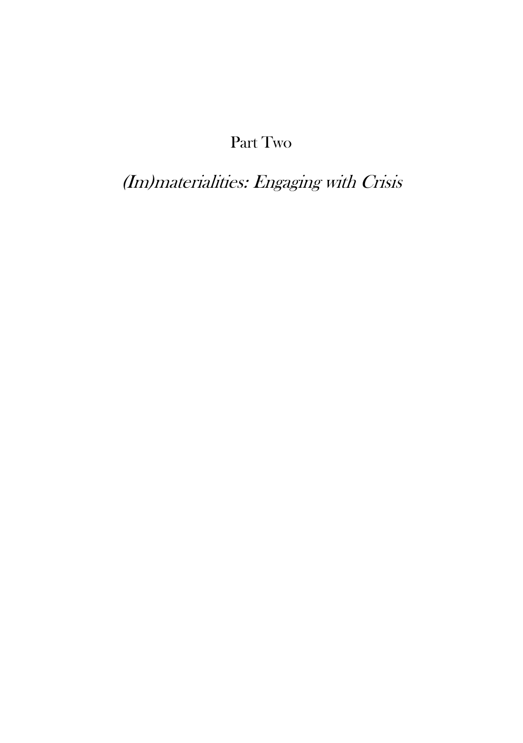# Part Two

## *(Im)materialities: Engaging with Crisis*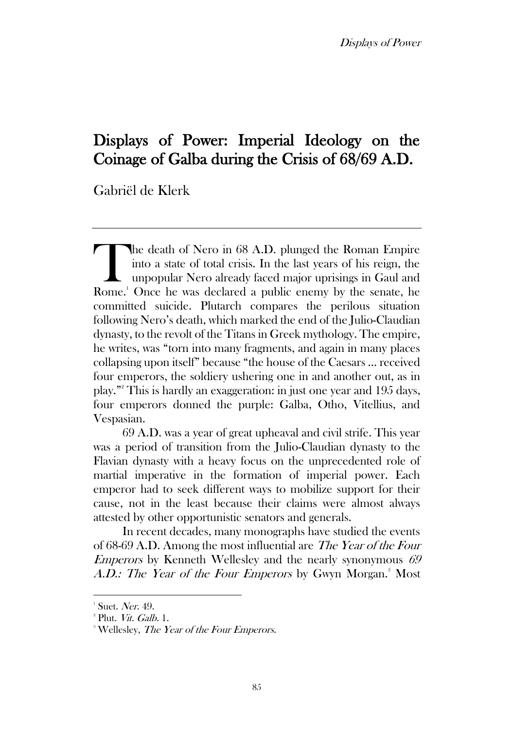# Displays of Power: Imperial Ideology on the Coinage of Galba during the Crisis of 68/69 A.D.

Gabriël de Klerk

---

The death of Nero in 68 A.D. plunged the Roman Empire into a state of total crisis. In the last years of his reign, the unpopular Nero already faced major uprisings in Gaul and Rome.[1] Once he was declared a public enemy by the senate, he committed suicide. Plutarch compares the perilous situation following Nero's death, which marked the end of the Julio-Claudian dynasty, to the revolt of the Titans in Greek mythology. The empire, he writes, was "torn into many fragments, and again in many places collapsing upon itself" because "the house of the Caesars ... received four emperors, the soldiery ushering one in and another out, as in play."[2] This is hardly an exaggeration: in just one year and 195 days, four emperors donned the purple: Galba, Otho, Vitellius, and Vespasian.

69 A.D. was a year of great upheaval and civil strife. This year was a period of transition from the Julio-Claudian dynasty to the Flavian dynasty with a heavy focus on the unprecedented role of martial imperative in the formation of imperial power. Each emperor had to seek different ways to mobilize support for their cause, not in the least because their claims were almost always attested by other opportunistic senators and generals.

In recent decades, many monographs have studied the events of 68-69 A.D. Among the most influential are *The Year of the Four Emperors* by Kenneth Wellesley and the nearly synonymous *69 A.D.: The Year of the Four Emperors* by Gwyn Morgan.[3] Most

---

[1] Suet. *Ner.* 49.

[2] Plut. *Vit. Galb.* 1.

[3] Wellesley, *The Year of the Four Emperors*.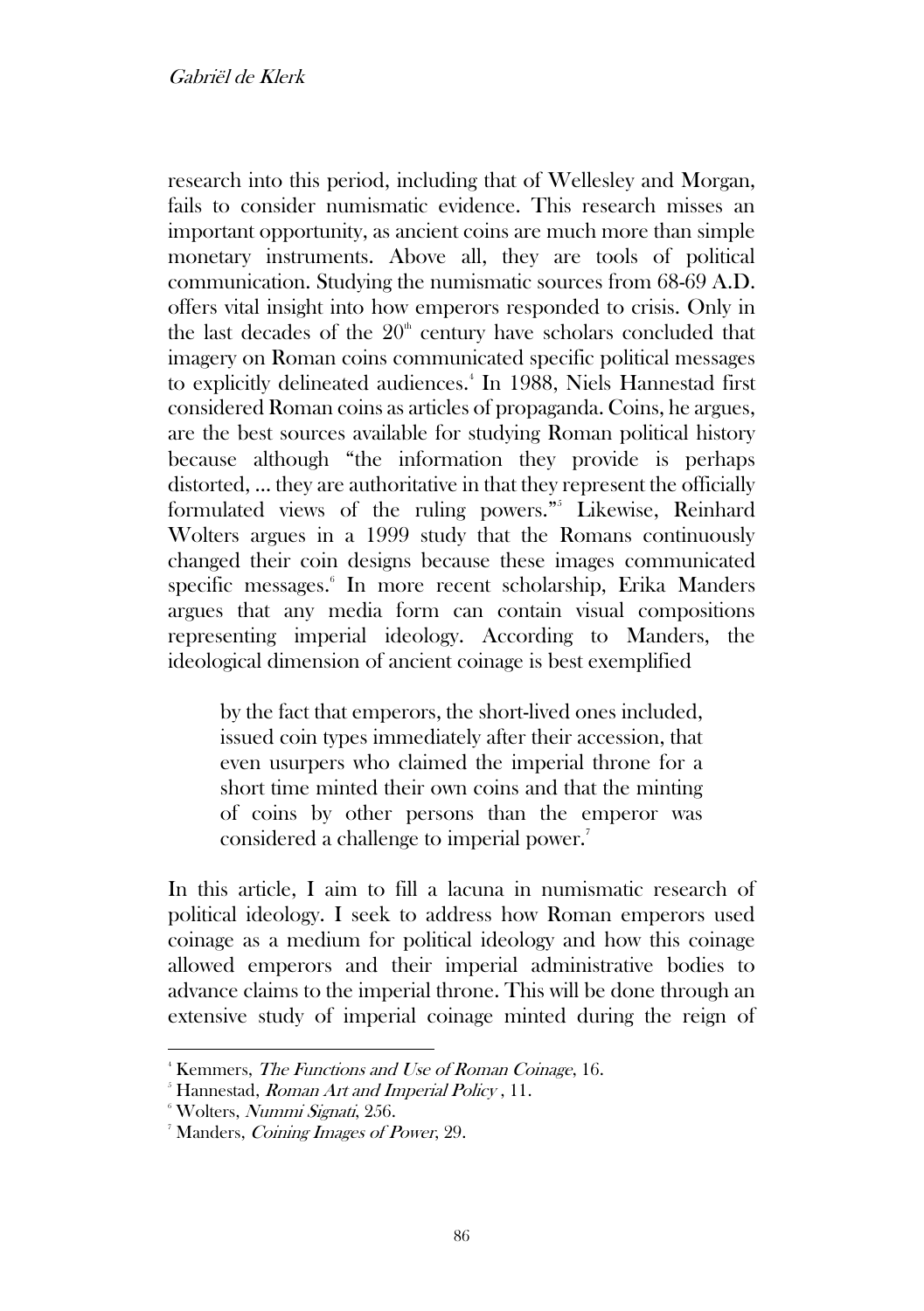research into this period, including that of Wellesley and Morgan, fails to consider numismatic evidence. This research misses an important opportunity, as ancient coins are much more than simple monetary instruments. Above all, they are tools of political communication. Studying the numismatic sources from 68-69 A.D. offers vital insight into how emperors responded to crisis. Only in the last decades of the $20^{th}$ century have scholars concluded that imagery on Roman coins communicated specific political messages to explicitly delineated audiences.[4] In 1988, Niels Hannestad first considered Roman coins as articles of propaganda. Coins, he argues, are the best sources available for studying Roman political history because although "the information they provide is perhaps distorted, ... they are authoritative in that they represent the officially formulated views of the ruling powers."[5] Likewise, Reinhard Wolters argues in a 1999 study that the Romans continuously changed their coin designs because these images communicated specific messages.[6] In more recent scholarship, Erika Manders argues that any media form can contain visual compositions representing imperial ideology. According to Manders, the ideological dimension of ancient coinage is best exemplified

> by the fact that emperors, the short-lived ones included, issued coin types immediately after their accession, that even usurpers who claimed the imperial throne for a short time minted their own coins and that the minting of coins by other persons than the emperor was considered a challenge to imperial power.[7]

In this article, I aim to fill a lacuna in numismatic research of political ideology. I seek to address how Roman emperors used coinage as a medium for political ideology and how this coinage allowed emperors and their imperial administrative bodies to advance claims to the imperial throne. This will be done through an extensive study of imperial coinage minted during the reign of

---

[4] Kemmers, *The Functions and Use of Roman Coinage*, 16.

[5] Hannestad, *Roman Art and Imperial Policy* , 11.

[6] Wolters, *Nummi Signati*, 256.

[7] Manders, *Coining Images of Power*, 29.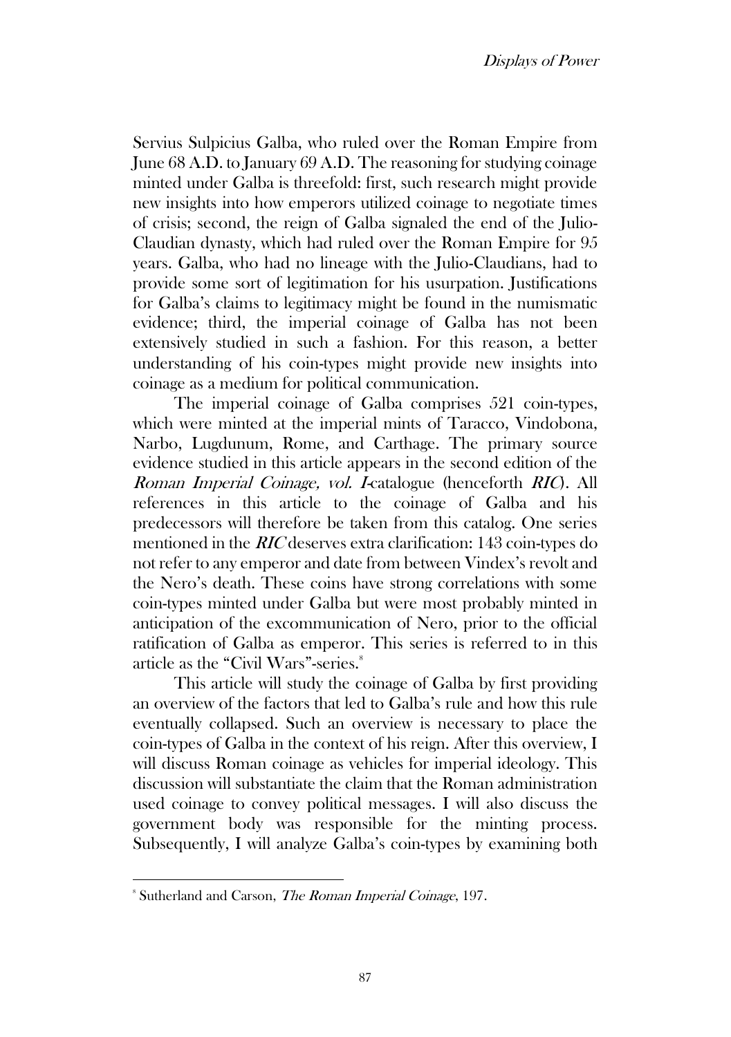Servius Sulpicius Galba, who ruled over the Roman Empire from June 68 A.D. to January 69 A.D. The reasoning for studying coinage minted under Galba is threefold: first, such research might provide new insights into how emperors utilized coinage to negotiate times of crisis; second, the reign of Galba signaled the end of the Julio-Claudian dynasty, which had ruled over the Roman Empire for 95 years. Galba, who had no lineage with the Julio-Claudians, had to provide some sort of legitimation for his usurpation. Justifications for Galba's claims to legitimacy might be found in the numismatic evidence; third, the imperial coinage of Galba has not been extensively studied in such a fashion. For this reason, a better understanding of his coin-types might provide new insights into coinage as a medium for political communication.

The imperial coinage of Galba comprises 521 coin-types, which were minted at the imperial mints of Taracco, Vindobona, Narbo, Lugdunum, Rome, and Carthage. The primary source evidence studied in this article appears in the second edition of the *Roman Imperial Coinage, vol. I*-catalogue (henceforth *RIC*). All references in this article to the coinage of Galba and his predecessors will therefore be taken from this catalog. One series mentioned in the *RIC* deserves extra clarification: 143 coin-types do not refer to any emperor and date from between Vindex's revolt and the Nero's death. These coins have strong correlations with some coin-types minted under Galba but were most probably minted in anticipation of the excommunication of Nero, prior to the official ratification of Galba as emperor. This series is referred to in this article as the "Civil Wars"-series.[8]

This article will study the coinage of Galba by first providing an overview of the factors that led to Galba's rule and how this rule eventually collapsed. Such an overview is necessary to place the coin-types of Galba in the context of his reign. After this overview, I will discuss Roman coinage as vehicles for imperial ideology. This discussion will substantiate the claim that the Roman administration used coinage to convey political messages. I will also discuss the government body was responsible for the minting process. Subsequently, I will analyze Galba's coin-types by examining both

---

[8] Sutherland and Carson, *The Roman Imperial Coinage*, 197.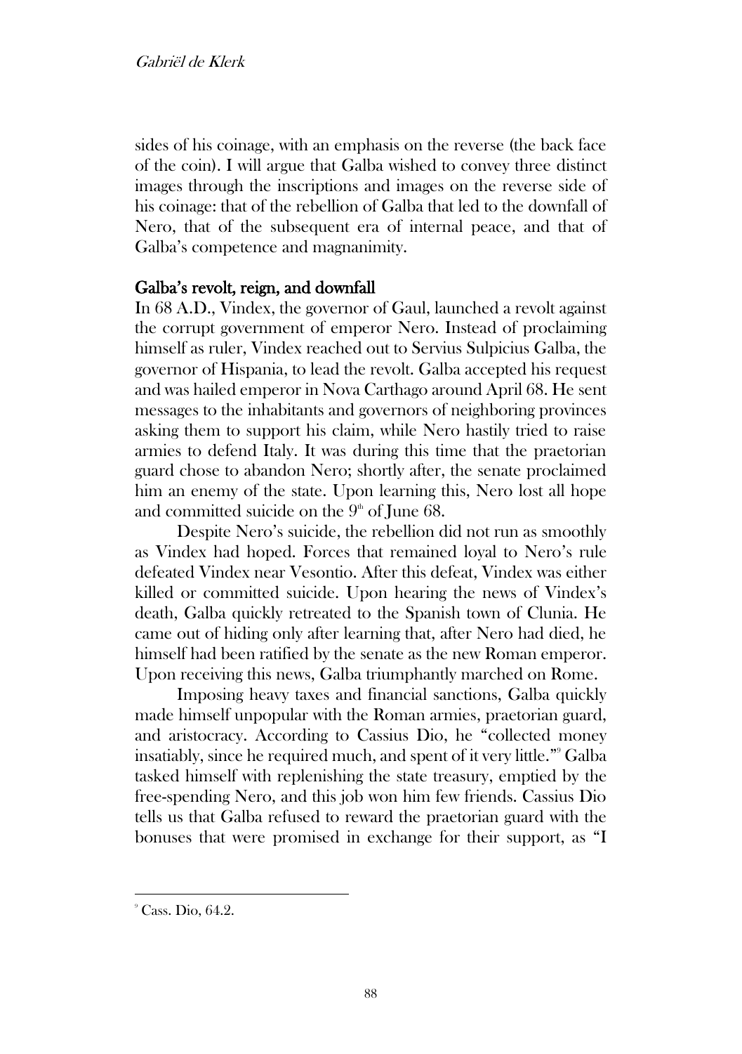sides of his coinage, with an emphasis on the reverse (the back face of the coin). I will argue that Galba wished to convey three distinct images through the inscriptions and images on the reverse side of his coinage: that of the rebellion of Galba that led to the downfall of Nero, that of the subsequent era of internal peace, and that of Galba's competence and magnanimity.

## Galba's revolt, reign, and downfall

In 68 A.D., Vindex, the governor of Gaul, launched a revolt against the corrupt government of emperor Nero. Instead of proclaiming himself as ruler, Vindex reached out to Servius Sulpicius Galba, the governor of Hispania, to lead the revolt. Galba accepted his request and was hailed emperor in Nova Carthago around April 68. He sent messages to the inhabitants and governors of neighboring provinces asking them to support his claim, while Nero hastily tried to raise armies to defend Italy. It was during this time that the praetorian guard chose to abandon Nero; shortly after, the senate proclaimed him an enemy of the state. Upon learning this, Nero lost all hope and committed suicide on the 9th of June 68.

Despite Nero's suicide, the rebellion did not run as smoothly as Vindex had hoped. Forces that remained loyal to Nero's rule defeated Vindex near Vesontio. After this defeat, Vindex was either killed or committed suicide. Upon hearing the news of Vindex's death, Galba quickly retreated to the Spanish town of Clunia. He came out of hiding only after learning that, after Nero had died, he himself had been ratified by the senate as the new Roman emperor. Upon receiving this news, Galba triumphantly marched on Rome.

Imposing heavy taxes and financial sanctions, Galba quickly made himself unpopular with the Roman armies, praetorian guard, and aristocracy. According to Cassius Dio, he "collected money insatiably, since he required much, and spent of it very little."[9] Galba tasked himself with replenishing the state treasury, emptied by the free-spending Nero, and this job won him few friends. Cassius Dio tells us that Galba refused to reward the praetorian guard with the bonuses that were promised in exchange for their support, as "I

---

[9] Cass. Dio, 64.2.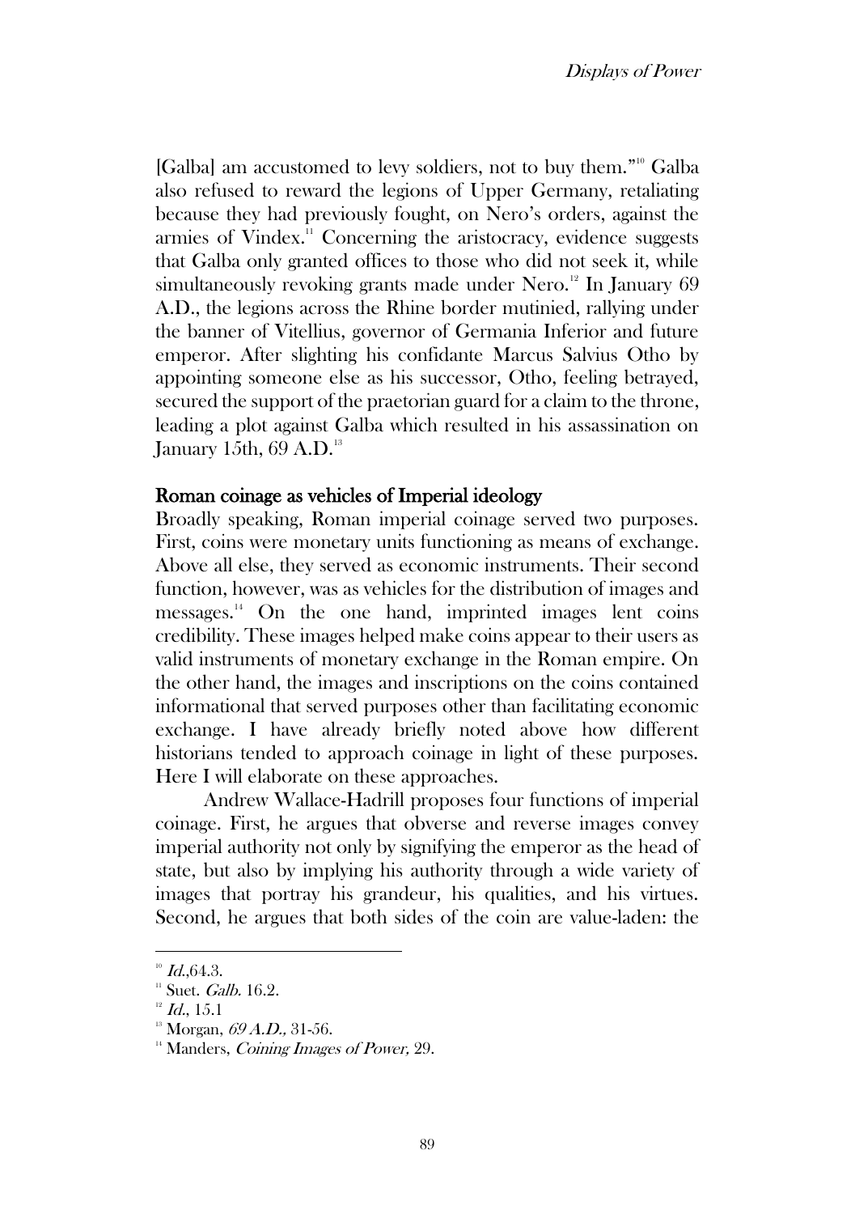[Galba] am accustomed to levy soldiers, not to buy them."[10] Galba also refused to reward the legions of Upper Germany, retaliating because they had previously fought, on Nero's orders, against the armies of Vindex.[11] Concerning the aristocracy, evidence suggests that Galba only granted offices to those who did not seek it, while simultaneously revoking grants made under Nero.[12] In January 69 A.D., the legions across the Rhine border mutinied, rallying under the banner of Vitellius, governor of Germania Inferior and future emperor. After slighting his confidante Marcus Salvius Otho by appointing someone else as his successor, Otho, feeling betrayed, secured the support of the praetorian guard for a claim to the throne, leading a plot against Galba which resulted in his assassination on January 15th, 69 A.D.[13]

## Roman coinage as vehicles of Imperial ideology

Broadly speaking, Roman imperial coinage served two purposes. First, coins were monetary units functioning as means of exchange. Above all else, they served as economic instruments. Their second function, however, was as vehicles for the distribution of images and messages.[14] On the one hand, imprinted images lent coins credibility. These images helped make coins appear to their users as valid instruments of monetary exchange in the Roman empire. On the other hand, the images and inscriptions on the coins contained informational that served purposes other than facilitating economic exchange. I have already briefly noted above how different historians tended to approach coinage in light of these purposes. Here I will elaborate on these approaches.

Andrew Wallace-Hadrill proposes four functions of imperial coinage. First, he argues that obverse and reverse images convey imperial authority not only by signifying the emperor as the head of state, but also by implying his authority through a wide variety of images that portray his grandeur, his qualities, and his virtues. Second, he argues that both sides of the coin are value-laden: the

---

[10] *Id.*,64.3.

[11] Suet. *Galb.* 16.2.

[12] *Id.*, 15.1

[13] Morgan, *69 A.D.,* 31-56.

[14] Manders, *Coining Images of Power,* 29.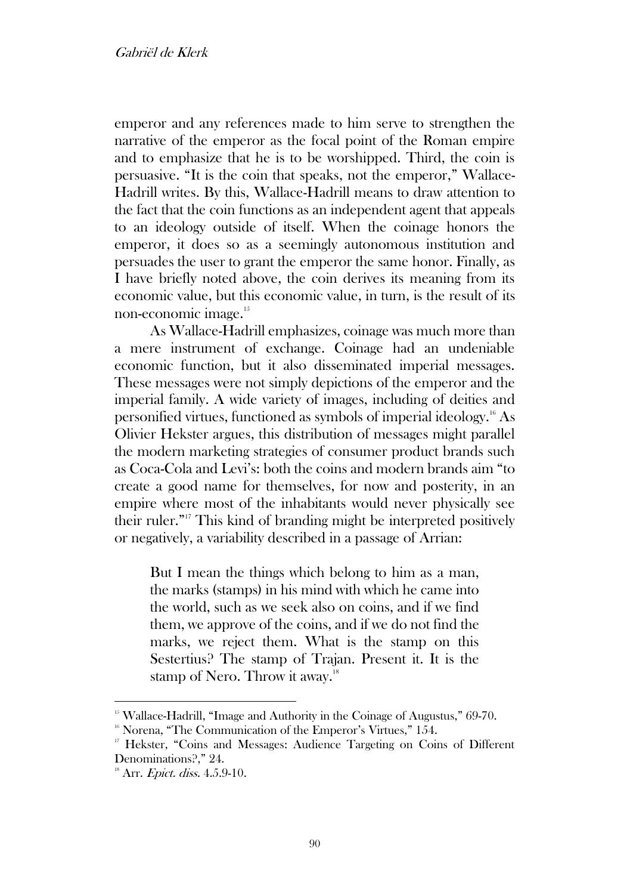emperor and any references made to him serve to strengthen the narrative of the emperor as the focal point of the Roman empire and to emphasize that he is to be worshipped. Third, the coin is persuasive. "It is the coin that speaks, not the emperor," Wallace-Hadrill writes. By this, Wallace-Hadrill means to draw attention to the fact that the coin functions as an independent agent that appeals to an ideology outside of itself. When the coinage honors the emperor, it does so as a seemingly autonomous institution and persuades the user to grant the emperor the same honor. Finally, as I have briefly noted above, the coin derives its meaning from its economic value, but this economic value, in turn, is the result of its non-economic image.[15]

As Wallace-Hadrill emphasizes, coinage was much more than a mere instrument of exchange. Coinage had an undeniable economic function, but it also disseminated imperial messages. These messages were not simply depictions of the emperor and the imperial family. A wide variety of images, including of deities and personified virtues, functioned as symbols of imperial ideology.[16] As Olivier Hekster argues, this distribution of messages might parallel the modern marketing strategies of consumer product brands such as Coca-Cola and Levi's: both the coins and modern brands aim "to create a good name for themselves, for now and posterity, in an empire where most of the inhabitants would never physically see their ruler."[17] This kind of branding might be interpreted positively or negatively, a variability described in a passage of Arrian:

> But I mean the things which belong to him as a man, the marks (stamps) in his mind with which he came into the world, such as we seek also on coins, and if we find them, we approve of the coins, and if we do not find the marks, we reject them. What is the stamp on this Sestertius? The stamp of Trajan. Present it. It is the stamp of Nero. Throw it away.[18]

---

[15] Wallace-Hadrill, "Image and Authority in the Coinage of Augustus," 69-70.

[16] Norena, "The Communication of the Emperor's Virtues," 154.

[17] Hekster, "Coins and Messages: Audience Targeting on Coins of Different Denominations?," 24.

[18] Arr. *Epict. diss.* 4.5.9-10.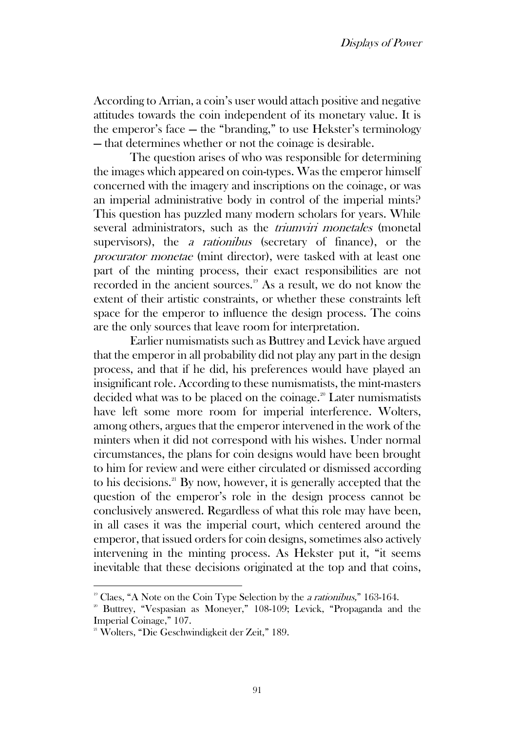According to Arrian, a coin's user would attach positive and negative attitudes towards the coin independent of its monetary value. It is the emperor's face — the "branding," to use Hekster's terminology — that determines whether or not the coinage is desirable.

The question arises of who was responsible for determining the images which appeared on coin-types. Was the emperor himself concerned with the imagery and inscriptions on the coinage, or was an imperial administrative body in control of the imperial mints? This question has puzzled many modern scholars for years. While several administrators, such as the *triumviri monetales* (monetal supervisors), the *a rationibus* (secretary of finance), or the *procurator monetae* (mint director), were tasked with at least one part of the minting process, their exact responsibilities are not recorded in the ancient sources.[19] As a result, we do not know the extent of their artistic constraints, or whether these constraints left space for the emperor to influence the design process. The coins are the only sources that leave room for interpretation.

Earlier numismatists such as Buttrey and Levick have argued that the emperor in all probability did not play any part in the design process, and that if he did, his preferences would have played an insignificant role. According to these numismatists, the mint-masters decided what was to be placed on the coinage.[20] Later numismatists have left some more room for imperial interference. Wolters, among others, argues that the emperor intervened in the work of the minters when it did not correspond with his wishes. Under normal circumstances, the plans for coin designs would have been brought to him for review and were either circulated or dismissed according to his decisions.[21] By now, however, it is generally accepted that the question of the emperor's role in the design process cannot be conclusively answered. Regardless of what this role may have been, in all cases it was the imperial court, which centered around the emperor, that issued orders for coin designs, sometimes also actively intervening in the minting process. As Hekster put it, "it seems inevitable that these decisions originated at the top and that coins,

---

[19] Claes, "A Note on the Coin Type Selection by the *a rationibus*," 163-164.

[20] Buttrey, "Vespasian as Moneyer," 108-109; Levick, "Propaganda and the Imperial Coinage," 107.

[21] Wolters, "Die Geschwindigkeit der Zeit," 189.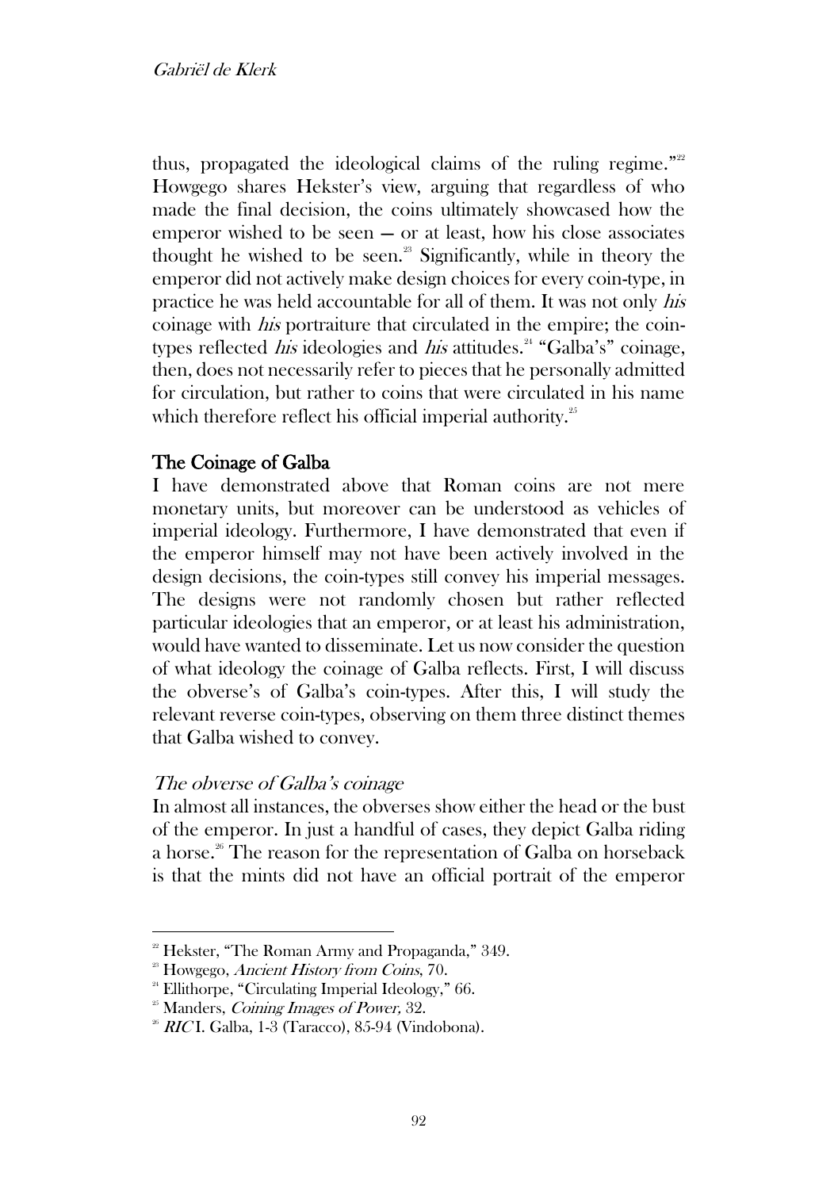thus, propagated the ideological claims of the ruling regime."[22] Howgego shares Hekster's view, arguing that regardless of who made the final decision, the coins ultimately showcased how the emperor wished to be seen — or at least, how his close associates thought he wished to be seen.[23] Significantly, while in theory the emperor did not actively make design choices for every coin-type, in practice he was held accountable for all of them. It was not only *his* coinage with *his* portraiture that circulated in the empire; the coin-types reflected *his* ideologies and *his* attitudes.[24] "Galba's" coinage, then, does not necessarily refer to pieces that he personally admitted for circulation, but rather to coins that were circulated in his name which therefore reflect his official imperial authority.[25]

## The Coinage of Galba

I have demonstrated above that Roman coins are not mere monetary units, but moreover can be understood as vehicles of imperial ideology. Furthermore, I have demonstrated that even if the emperor himself may not have been actively involved in the design decisions, the coin-types still convey his imperial messages. The designs were not randomly chosen but rather reflected particular ideologies that an emperor, or at least his administration, would have wanted to disseminate. Let us now consider the question of what ideology the coinage of Galba reflects. First, I will discuss the obverse's of Galba's coin-types. After this, I will study the relevant reverse coin-types, observing on them three distinct themes that Galba wished to convey.

### *The obverse of Galba's coinage*

In almost all instances, the obverses show either the head or the bust of the emperor. In just a handful of cases, they depict Galba riding a horse.[26] The reason for the representation of Galba on horseback is that the mints did not have an official portrait of the emperor

---

[22] Hekster, "The Roman Army and Propaganda," 349.

[23] Howgego, *Ancient History from Coins*, 70.

[24] Ellithorpe, "Circulating Imperial Ideology," 66.

[25] Manders, *Coining Images of Power,* 32.

[26] *RIC* I. Galba, 1-3 (Taracco), 85-94 (Vindobona).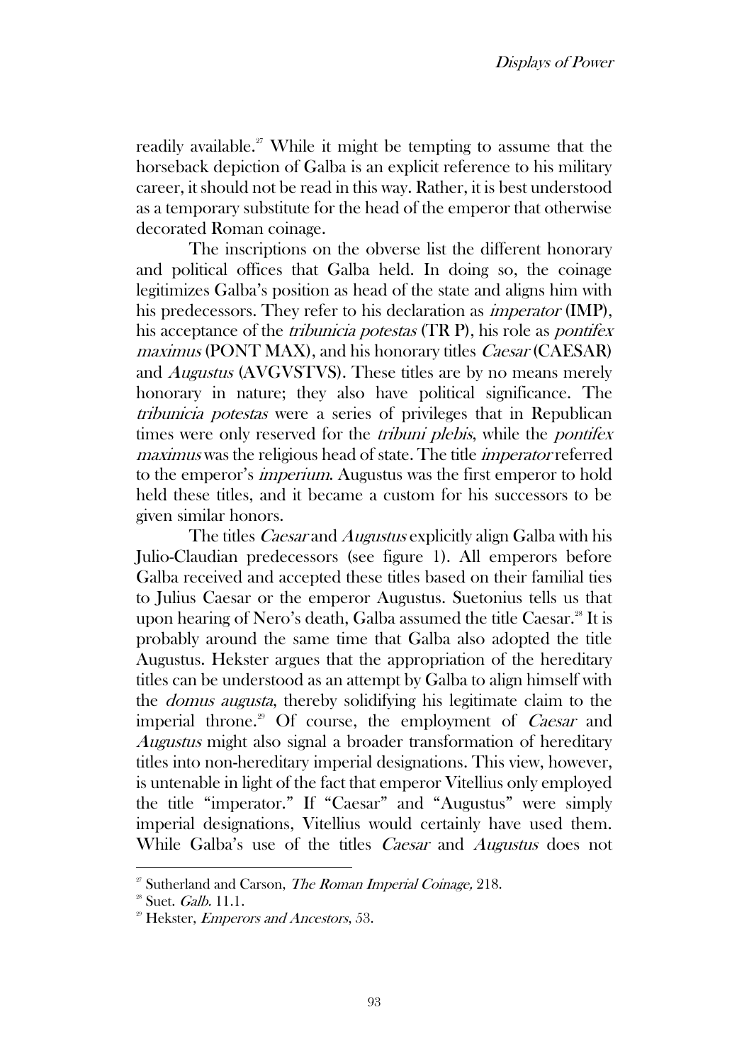readily available.[27] While it might be tempting to assume that the horseback depiction of Galba is an explicit reference to his military career, it should not be read in this way. Rather, it is best understood as a temporary substitute for the head of the emperor that otherwise decorated Roman coinage.

The inscriptions on the obverse list the different honorary and political offices that Galba held. In doing so, the coinage legitimizes Galba's position as head of the state and aligns him with his predecessors. They refer to his declaration as *imperator* (IMP), his acceptance of the *tribunicia potestas* (TR P), his role as *pontifex maximus* (PONT MAX), and his honorary titles *Caesar* (CAESAR) and *Augustus* (AVGVSTVS). These titles are by no means merely honorary in nature; they also have political significance. The *tribunicia potestas* were a series of privileges that in Republican times were only reserved for the *tribuni plebis*, while the *pontifex maximus* was the religious head of state. The title *imperator* referred to the emperor's *imperium*. Augustus was the first emperor to hold held these titles, and it became a custom for his successors to be given similar honors.

The titles *Caesar* and *Augustus* explicitly align Galba with his Julio-Claudian predecessors (see figure 1). All emperors before Galba received and accepted these titles based on their familial ties to Julius Caesar or the emperor Augustus. Suetonius tells us that upon hearing of Nero's death, Galba assumed the title Caesar.[28] It is probably around the same time that Galba also adopted the title Augustus. Hekster argues that the appropriation of the hereditary titles can be understood as an attempt by Galba to align himself with the *domus augusta*, thereby solidifying his legitimate claim to the imperial throne.[29] Of course, the employment of *Caesar* and *Augustus* might also signal a broader transformation of hereditary titles into non-hereditary imperial designations. This view, however, is untenable in light of the fact that emperor Vitellius only employed the title "imperator." If "Caesar" and "Augustus" were simply imperial designations, Vitellius would certainly have used them. While Galba's use of the titles *Caesar* and *Augustus* does not

---

[27] Sutherland and Carson, *The Roman Imperial Coinage,* 218.

[28] Suet. *Galb.* 11.1.

[29] Hekster, *Emperors and Ancestors*, 53.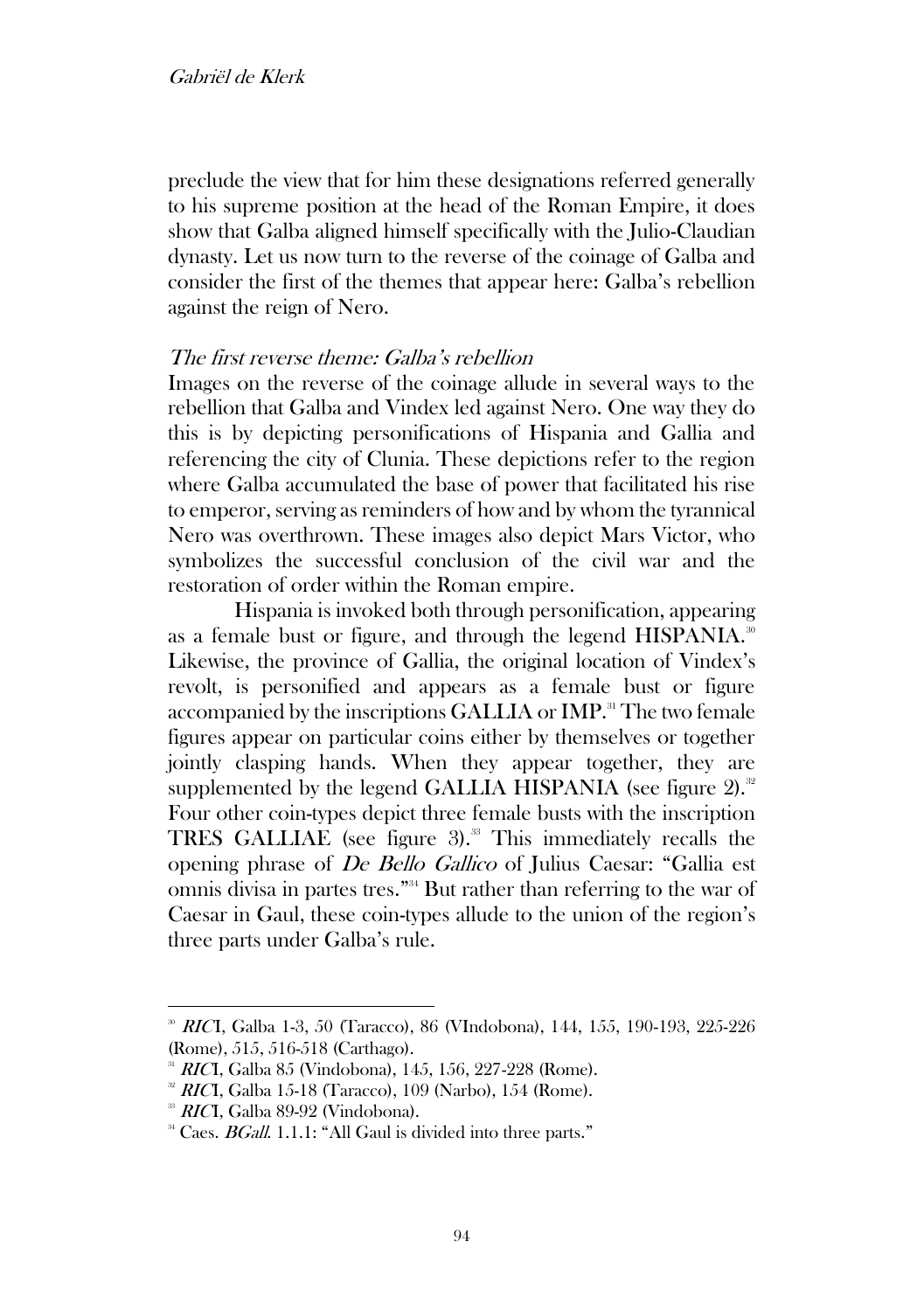preclude the view that for him these designations referred generally to his supreme position at the head of the Roman Empire, it does show that Galba aligned himself specifically with the Julio-Claudian dynasty. Let us now turn to the reverse of the coinage of Galba and consider the first of the themes that appear here: Galba's rebellion against the reign of Nero.

### *The first reverse theme: Galba's rebellion*

Images on the reverse of the coinage allude in several ways to the rebellion that Galba and Vindex led against Nero. One way they do this is by depicting personifications of Hispania and Gallia and referencing the city of Clunia. These depictions refer to the region where Galba accumulated the base of power that facilitated his rise to emperor, serving as reminders of how and by whom the tyrannical Nero was overthrown. These images also depict Mars Victor, who symbolizes the successful conclusion of the civil war and the restoration of order within the Roman empire.

Hispania is invoked both through personification, appearing as a female bust or figure, and through the legend HISPANIA.[30] Likewise, the province of Gallia, the original location of Vindex's revolt, is personified and appears as a female bust or figure accompanied by the inscriptions GALLIA or IMP.[31] The two female figures appear on particular coins either by themselves or together jointly clasping hands. When they appear together, they are supplemented by the legend GALLIA HISPANIA (see figure 2).[32] Four other coin-types depict three female busts with the inscription TRES GALLIAE (see figure 3).[33] This immediately recalls the opening phrase of *De Bello Gallico* of Julius Caesar: "Gallia est omnis divisa in partes tres."[34] But rather than referring to the war of Caesar in Gaul, these coin-types allude to the union of the region's three parts under Galba's rule.

---

[30] *RIC* I, Galba 1-3, 50 (Taracco), 86 (VIndobona), 144, 155, 190-193, 225-226 (Rome), 515, 516-518 (Carthago).

[31] *RIC* I, Galba 85 (Vindobona), 145, 156, 227-228 (Rome).

[32] *RIC* I, Galba 15-18 (Taracco), 109 (Narbo), 154 (Rome).

[33] *RIC* I, Galba 89-92 (Vindobona).

[34] Caes. *BGall.* 1.1.1: "All Gaul is divided into three parts."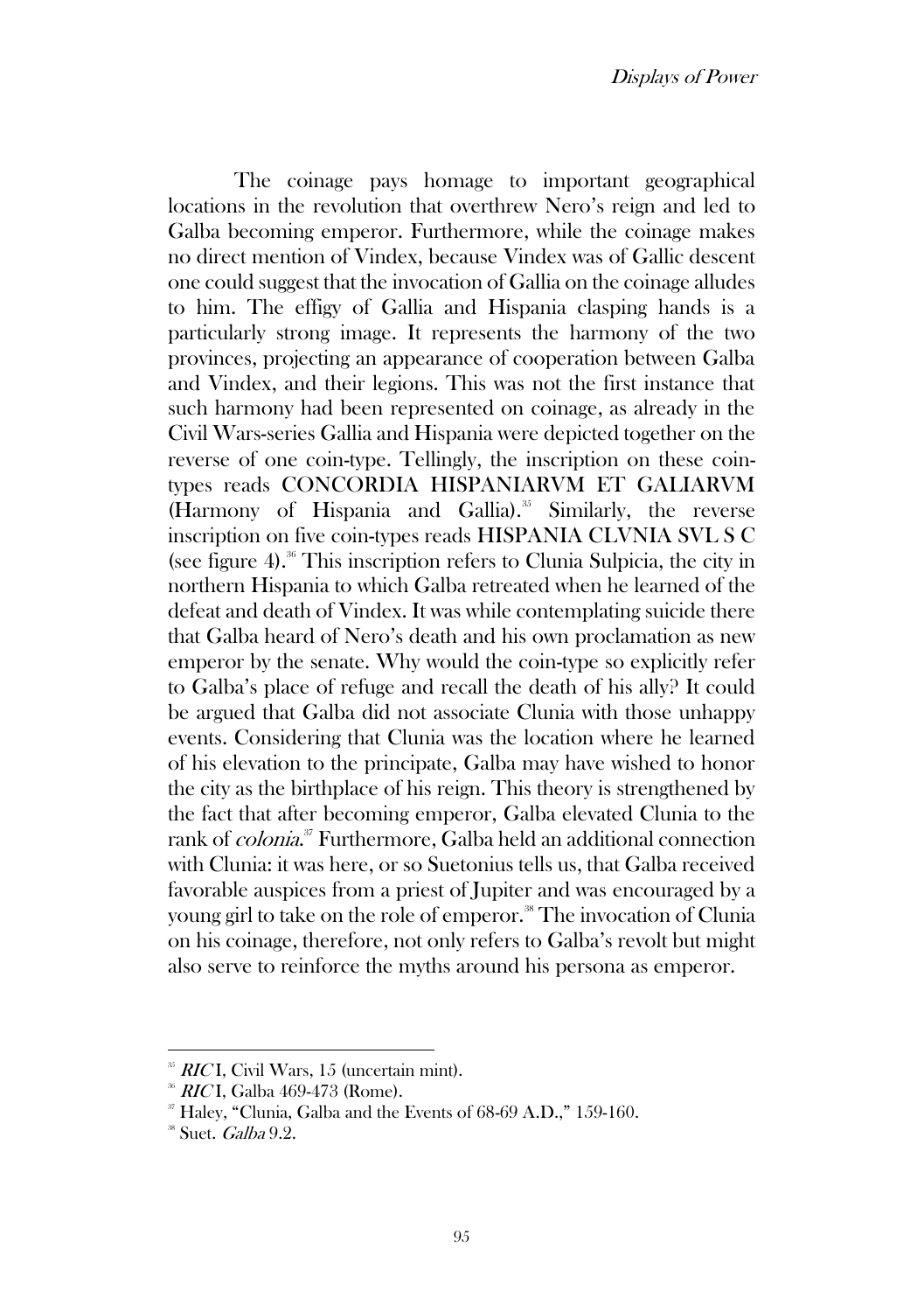The coinage pays homage to important geographical locations in the revolution that overthrew Nero's reign and led to Galba becoming emperor. Furthermore, while the coinage makes no direct mention of Vindex, because Vindex was of Gallic descent one could suggest that the invocation of Gallia on the coinage alludes to him. The effigy of Gallia and Hispania clasping hands is a particularly strong image. It represents the harmony of the two provinces, projecting an appearance of cooperation between Galba and Vindex, and their legions. This was not the first instance that such harmony had been represented on coinage, as already in the Civil Wars-series Gallia and Hispania were depicted together on the reverse of one coin-type. Tellingly, the inscription on these coin-types reads CONCORDIA HISPANIARVM ET GALIARVM (Harmony of Hispania and Gallia).[35] Similarly, the reverse inscription on five coin-types reads HISPANIA CLVNIA SVL S C (see figure 4).[36] This inscription refers to Clunia Sulpicia, the city in northern Hispania to which Galba retreated when he learned of the defeat and death of Vindex. It was while contemplating suicide there that Galba heard of Nero's death and his own proclamation as new emperor by the senate. Why would the coin-type so explicitly refer to Galba's place of refuge and recall the death of his ally? It could be argued that Galba did not associate Clunia with those unhappy events. Considering that Clunia was the location where he learned of his elevation to the principate, Galba may have wished to honor the city as the birthplace of his reign. This theory is strengthened by the fact that after becoming emperor, Galba elevated Clunia to the rank of *colonia*.[37] Furthermore, Galba held an additional connection with Clunia: it was here, or so Suetonius tells us, that Galba received favorable auspices from a priest of Jupiter and was encouraged by a young girl to take on the role of emperor.[38] The invocation of Clunia on his coinage, therefore, not only refers to Galba's revolt but might also serve to reinforce the myths around his persona as emperor.

---

[35] *RIC* I, Civil Wars, 15 (uncertain mint).

[36] *RIC* I, Galba 469-473 (Rome).

[37] Haley, "Clunia, Galba and the Events of 68-69 A.D.," 159-160.

[38] Suet. *Galba* 9.2.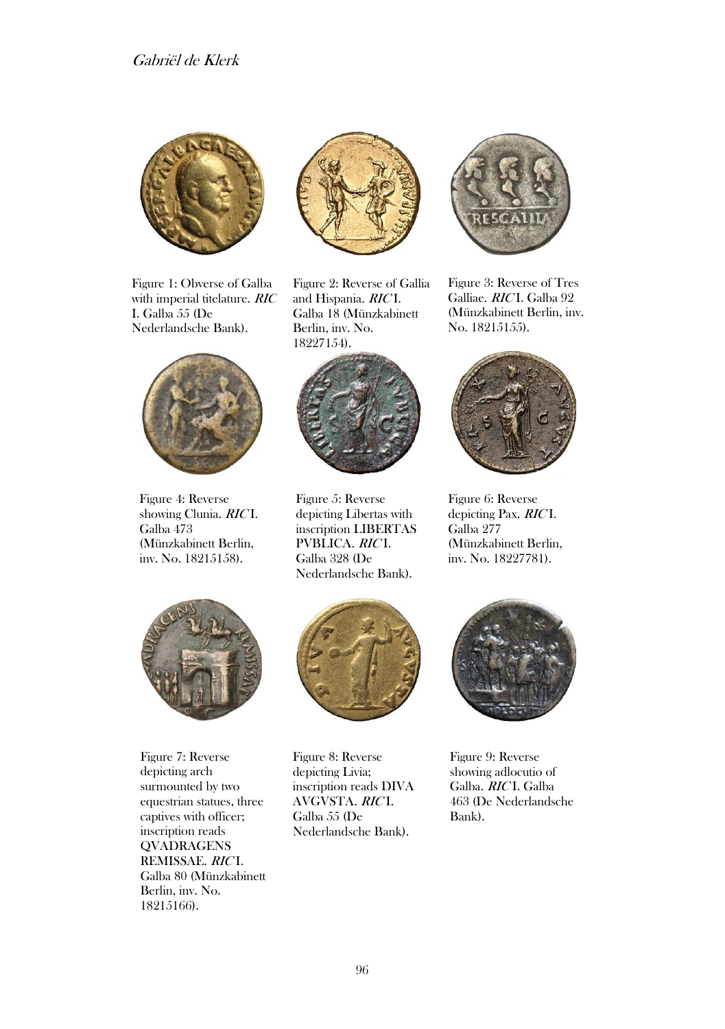Figure 1: Obverse of Galba with imperial titelature. *RIC* I. Galba 55 (De Nederlandsche Bank).

Figure 2: Reverse of Gallia and Hispania. *RIC* I. Galba 18 (Münzkabinett Berlin, inv. No. 18227154).

Figure 3: Reverse of Tres Galliae. *RIC* I. Galba 92 (Münzkabinett Berlin, inv. No. 18215155).

Figure 4: Reverse showing Clunia. *RIC* I. Galba 473 (Münzkabinett Berlin, inv. No. 18215158).

Figure 5: Reverse depicting Libertas with inscription LIBERTAS PVBLICA. *RIC* I. Galba 328 (De Nederlandsche Bank).

Figure 6: Reverse depicting Pax. *RIC* I. Galba 277 (Münzkabinett Berlin, inv. No. 18227781).

Figure 7: Reverse depicting arch surmounted by two equestrian statues, three captives with officer; inscription reads QVADRAGENS REMISSAE. *RIC* I. Galba 80 (Münzkabinett Berlin, inv. No. 18215166).

Figure 8: Reverse depicting Livia; inscription reads DIVA AVGVSTA. *RIC* I. Galba 55 (De Nederlandsche Bank).

Figure 9: Reverse showing adlocutio of Galba. *RIC* I. Galba 463 (De Nederlandsche Bank).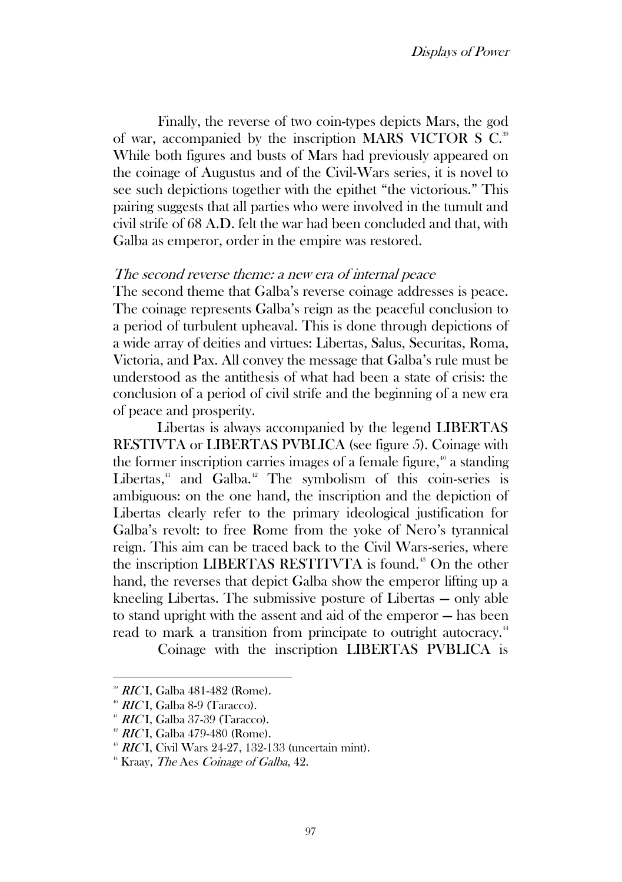Finally, the reverse of two coin-types depicts Mars, the god of war, accompanied by the inscription MARS VICTOR S C.[39] While both figures and busts of Mars had previously appeared on the coinage of Augustus and of the Civil-Wars series, it is novel to see such depictions together with the epithet "the victorious." This pairing suggests that all parties who were involved in the tumult and civil strife of 68 A.D. felt the war had been concluded and that, with Galba as emperor, order in the empire was restored.

*The second reverse theme: a new era of internal peace*

The second theme that Galba's reverse coinage addresses is peace. The coinage represents Galba's reign as the peaceful conclusion to a period of turbulent upheaval. This is done through depictions of a wide array of deities and virtues: Libertas, Salus, Securitas, Roma, Victoria, and Pax. All convey the message that Galba's rule must be understood as the antithesis of what had been a state of crisis: the conclusion of a period of civil strife and the beginning of a new era of peace and prosperity.

Libertas is always accompanied by the legend LIBERTAS RESTIVTA or LIBERTAS PVBLICA (see figure 5). Coinage with the former inscription carries images of a female figure,[40] a standing Libertas,[41] and Galba.[42] The symbolism of this coin-series is ambiguous: on the one hand, the inscription and the depiction of Libertas clearly refer to the primary ideological justification for Galba's revolt: to free Rome from the yoke of Nero's tyrannical reign. This aim can be traced back to the Civil Wars-series, where the inscription LIBERTAS RESTITVTA is found.[43] On the other hand, the reverses that depict Galba show the emperor lifting up a kneeling Libertas. The submissive posture of Libertas — only able to stand upright with the assent and aid of the emperor — has been read to mark a transition from principate to outright autocracy.[44]

Coinage with the inscription LIBERTAS PVBLICA is

---

[39] *RIC* I, Galba 481-482 (Rome).

[40] *RIC* I, Galba 8-9 (Taracco).

[41] *RIC* I, Galba 37-39 (Taracco).

[42] *RIC* I, Galba 479-480 (Rome).

[43] *RIC* I, Civil Wars 24-27, 132-133 (uncertain mint).

[44] Kraay, *The* Aes *Coinage of Galba*, 42.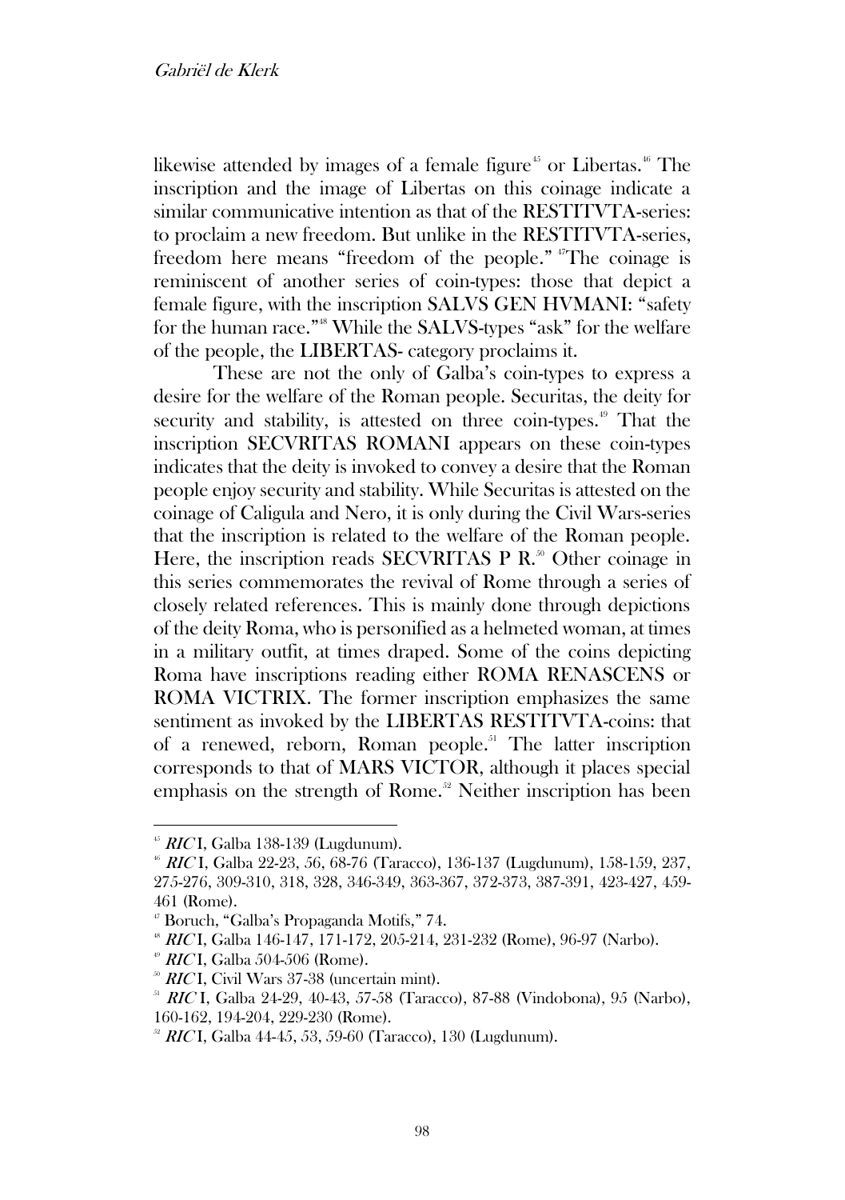likewise attended by images of a female figure[45] or Libertas.[46] The inscription and the image of Libertas on this coinage indicate a similar communicative intention as that of the RESTITVTA-series: to proclaim a new freedom. But unlike in the RESTITVTA-series, freedom here means "freedom of the people." [47]The coinage is reminiscent of another series of coin-types: those that depict a female figure, with the inscription SALVS GEN HVMANI: "safety for the human race."[48] While the SALVS-types "ask" for the welfare of the people, the LIBERTAS- category proclaims it.

These are not the only of Galba's coin-types to express a desire for the welfare of the Roman people. Securitas, the deity for security and stability, is attested on three coin-types.[49] That the inscription SECVRITAS ROMANI appears on these coin-types indicates that the deity is invoked to convey a desire that the Roman people enjoy security and stability. While Securitas is attested on the coinage of Caligula and Nero, it is only during the Civil Wars-series that the inscription is related to the welfare of the Roman people. Here, the inscription reads SECVRITAS P R.[50] Other coinage in this series commemorates the revival of Rome through a series of closely related references. This is mainly done through depictions of the deity Roma, who is personified as a helmeted woman, at times in a military outfit, at times draped. Some of the coins depicting Roma have inscriptions reading either ROMA RENASCENS or ROMA VICTRIX. The former inscription emphasizes the same sentiment as invoked by the LIBERTAS RESTITVTA-coins: that of a renewed, reborn, Roman people.[51] The latter inscription corresponds to that of MARS VICTOR, although it places special emphasis on the strength of Rome.[52] Neither inscription has been

---

[45] *RIC* I, Galba 138-139 (Lugdunum).

[46] *RIC* I, Galba 22-23, 56, 68-76 (Taracco), 136-137 (Lugdunum), 158-159, 237, 275-276, 309-310, 318, 328, 346-349, 363-367, 372-373, 387-391, 423-427, 459-461 (Rome).

[47] Boruch, "Galba's Propaganda Motifs," 74.

[48] *RIC* I, Galba 146-147, 171-172, 205-214, 231-232 (Rome), 96-97 (Narbo).

[49] *RIC* I, Galba 504-506 (Rome).

[50] *RIC* I, Civil Wars 37-38 (uncertain mint).

[51] *RIC* I, Galba 24-29, 40-43, 57-58 (Taracco), 87-88 (Vindobona), 95 (Narbo), 160-162, 194-204, 229-230 (Rome).

[52] *RIC* I, Galba 44-45, 53, 59-60 (Taracco), 130 (Lugdunum).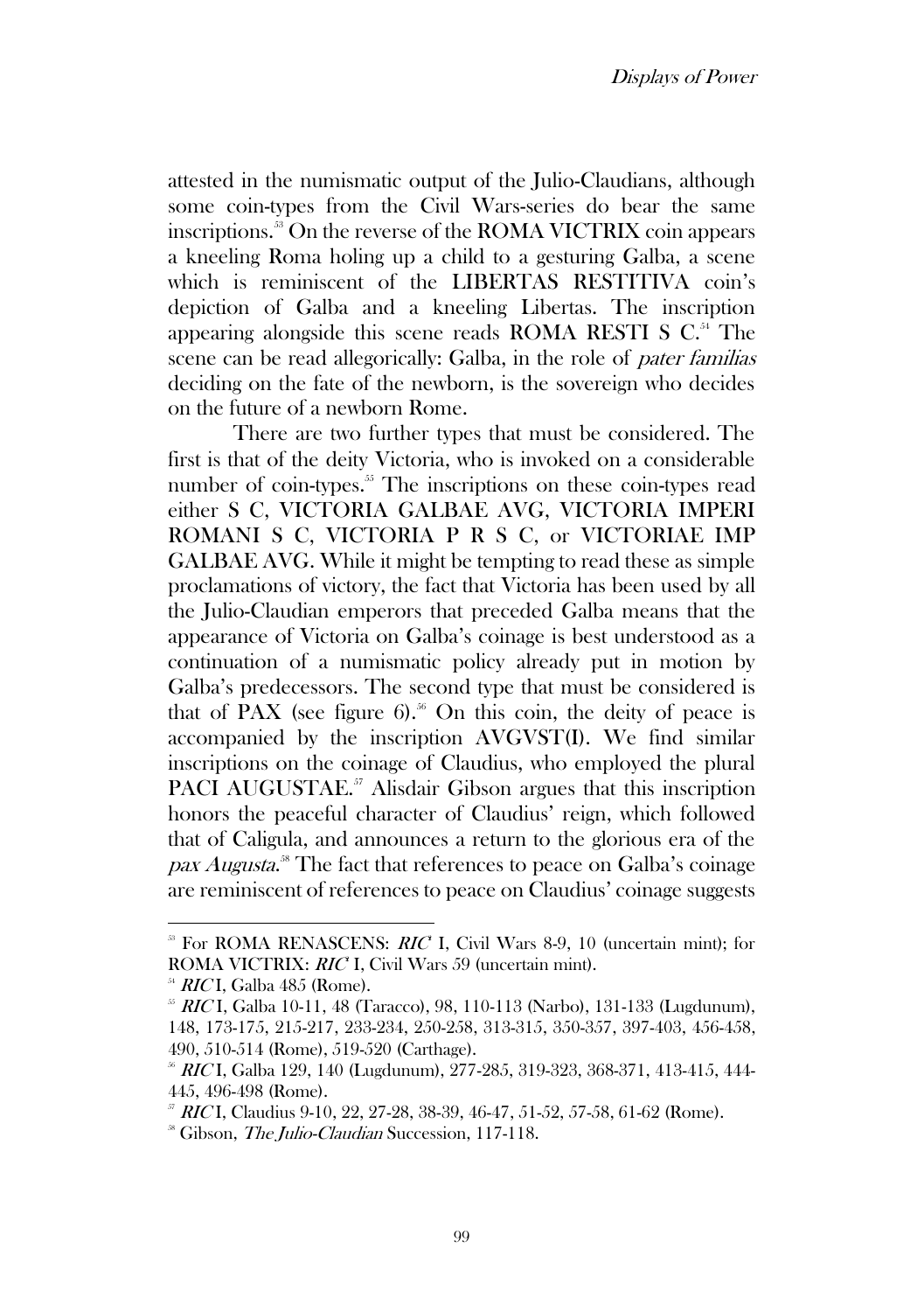attested in the numismatic output of the Julio-Claudians, although some coin-types from the Civil Wars-series do bear the same inscriptions.[53] On the reverse of the ROMA VICTRIX coin appears a kneeling Roma holing up a child to a gesturing Galba, a scene which is reminiscent of the LIBERTAS RESTITIVA coin's depiction of Galba and a kneeling Libertas. The inscription appearing alongside this scene reads ROMA RESTI S C.[54] The scene can be read allegorically: Galba, in the role of *pater familias* deciding on the fate of the newborn, is the sovereign who decides on the future of a newborn Rome.

There are two further types that must be considered. The first is that of the deity Victoria, who is invoked on a considerable number of coin-types.[55] The inscriptions on these coin-types read either S C, VICTORIA GALBAE AVG, VICTORIA IMPERI ROMANI S C, VICTORIA P R S C, or VICTORIAE IMP GALBAE AVG. While it might be tempting to read these as simple proclamations of victory, the fact that Victoria has been used by all the Julio-Claudian emperors that preceded Galba means that the appearance of Victoria on Galba's coinage is best understood as a continuation of a numismatic policy already put in motion by Galba's predecessors. The second type that must be considered is that of PAX (see figure 6).[56] On this coin, the deity of peace is accompanied by the inscription AVGVST(I). We find similar inscriptions on the coinage of Claudius, who employed the plural PACI AUGUSTAE.[57] Alisdair Gibson argues that this inscription honors the peaceful character of Claudius' reign, which followed that of Caligula, and announces a return to the glorious era of the *pax Augusta*.[58] The fact that references to peace on Galba's coinage are reminiscent of references to peace on Claudius' coinage suggests

---

[53] For ROMA RENASCENS: *RIC*[2] I, Civil Wars 8-9, 10 (uncertain mint); for ROMA VICTRIX: *RIC*[2] I, Civil Wars 59 (uncertain mint).

[54] *RIC* I, Galba 485 (Rome).

[55] *RIC* I, Galba 10-11, 48 (Taracco), 98, 110-113 (Narbo), 131-133 (Lugdunum), 148, 173-175, 215-217, 233-234, 250-258, 313-315, 350-357, 397-403, 456-458, 490, 510-514 (Rome), 519-520 (Carthage).

[56] *RIC* I, Galba 129, 140 (Lugdunum), 277-285, 319-323, 368-371, 413-415, 444-445, 496-498 (Rome).

[57] *RIC* I, Claudius 9-10, 22, 27-28, 38-39, 46-47, 51-52, 57-58, 61-62 (Rome).

[58] Gibson, *The Julio-Claudian* Succession, 117-118.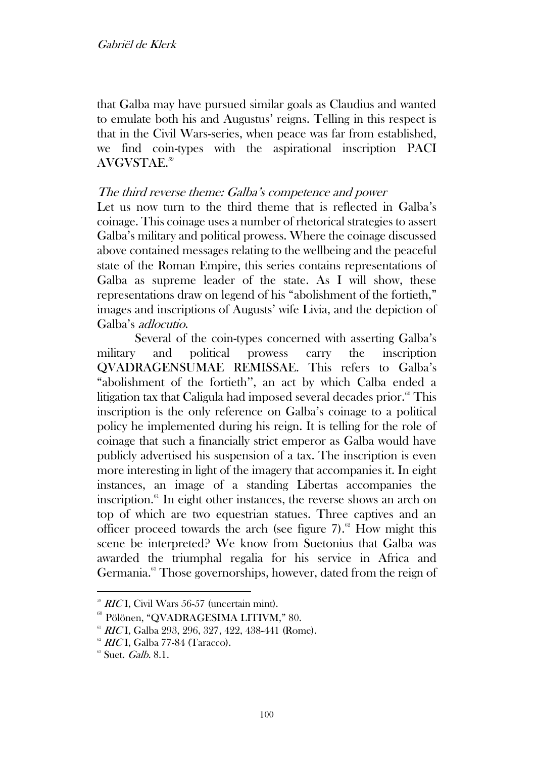that Galba may have pursued similar goals as Claudius and wanted to emulate both his and Augustus' reigns. Telling in this respect is that in the Civil Wars-series, when peace was far from established, we find coin-types with the aspirational inscription PACI AVGVSTAE.[59]

### *The third reverse theme: Galba's competence and power*

Let us now turn to the third theme that is reflected in Galba's coinage. This coinage uses a number of rhetorical strategies to assert Galba's military and political prowess. Where the coinage discussed above contained messages relating to the wellbeing and the peaceful state of the Roman Empire, this series contains representations of Galba as supreme leader of the state. As I will show, these representations draw on legend of his "abolishment of the fortieth," images and inscriptions of Augusts' wife Livia, and the depiction of Galba's *adlocutio*.

Several of the coin-types concerned with asserting Galba's military and political prowess carry the inscription QVADRAGENSUMAE REMISSAE. This refers to Galba's "abolishment of the fortieth", an act by which Calba ended a litigation tax that Caligula had imposed several decades prior.[60] This inscription is the only reference on Galba's coinage to a political policy he implemented during his reign. It is telling for the role of coinage that such a financially strict emperor as Galba would have publicly advertised his suspension of a tax. The inscription is even more interesting in light of the imagery that accompanies it. In eight instances, an image of a standing Libertas accompanies the inscription.[61] In eight other instances, the reverse shows an arch on top of which are two equestrian statues. Three captives and an officer proceed towards the arch (see figure 7).[62] How might this scene be interpreted? We know from Suetonius that Galba was awarded the triumphal regalia for his service in Africa and Germania.[63] Those governorships, however, dated from the reign of

---

[59] *RIC* I, Civil Wars 56-57 (uncertain mint).

[60] Pölönen, "QVADRAGESIMA LITIVM," 80.

[61] *RIC* I, Galba 293, 296, 327, 422, 438-441 (Rome).

[62] *RIC* I, Galba 77-84 (Taracco).

[63] Suet. *Galb.* 8.1.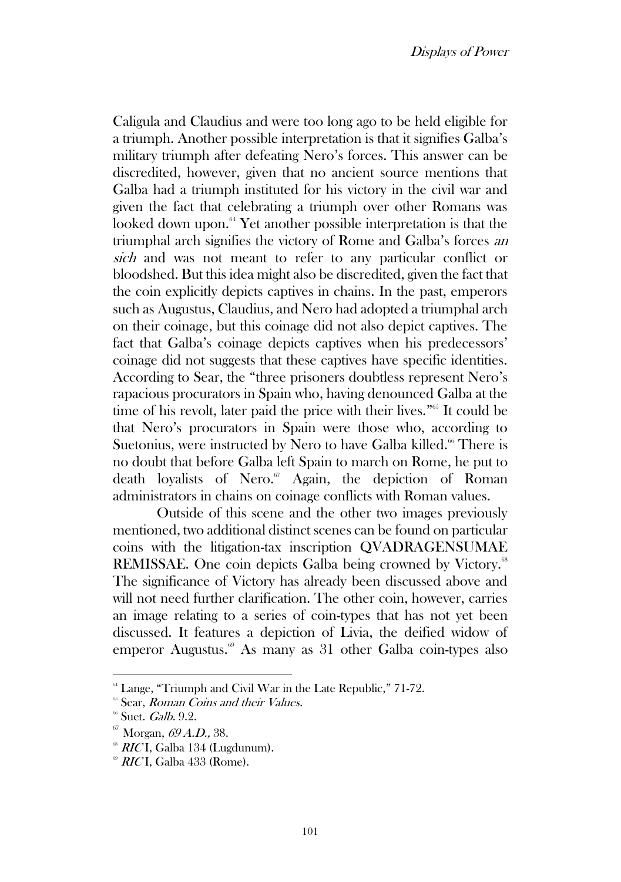Caligula and Claudius and were too long ago to be held eligible for a triumph. Another possible interpretation is that it signifies Galba's military triumph after defeating Nero's forces. This answer can be discredited, however, given that no ancient source mentions that Galba had a triumph instituted for his victory in the civil war and given the fact that celebrating a triumph over other Romans was looked down upon.[64] Yet another possible interpretation is that the triumphal arch signifies the victory of Rome and Galba's forces *an sich* and was not meant to refer to any particular conflict or bloodshed. But this idea might also be discredited, given the fact that the coin explicitly depicts captives in chains. In the past, emperors such as Augustus, Claudius, and Nero had adopted a triumphal arch on their coinage, but this coinage did not also depict captives. The fact that Galba's coinage depicts captives when his predecessors' coinage did not suggests that these captives have specific identities. According to Sear, the "three prisoners doubtless represent Nero's rapacious procurators in Spain who, having denounced Galba at the time of his revolt, later paid the price with their lives."[65] It could be that Nero's procurators in Spain were those who, according to Suetonius, were instructed by Nero to have Galba killed.[66] There is no doubt that before Galba left Spain to march on Rome, he put to death loyalists of Nero.[67] Again, the depiction of Roman administrators in chains on coinage conflicts with Roman values.

Outside of this scene and the other two images previously mentioned, two additional distinct scenes can be found on particular coins with the litigation-tax inscription QVADRAGENSUMAE REMISSAE. One coin depicts Galba being crowned by Victory.[68] The significance of Victory has already been discussed above and will not need further clarification. The other coin, however, carries an image relating to a series of coin-types that has not yet been discussed. It features a depiction of Livia, the deified widow of emperor Augustus.[69] As many as 31 other Galba coin-types also

---

[64] Lange, "Triumph and Civil War in the Late Republic," 71-72.

[65] Sear, *Roman Coins and their Values.*

[66] Suet. *Galb.* 9.2.

[67] Morgan, *69 A.D.,* 38.

[68] *RIC* I, Galba 134 (Lugdunum).

[69] *RIC* I, Galba 433 (Rome).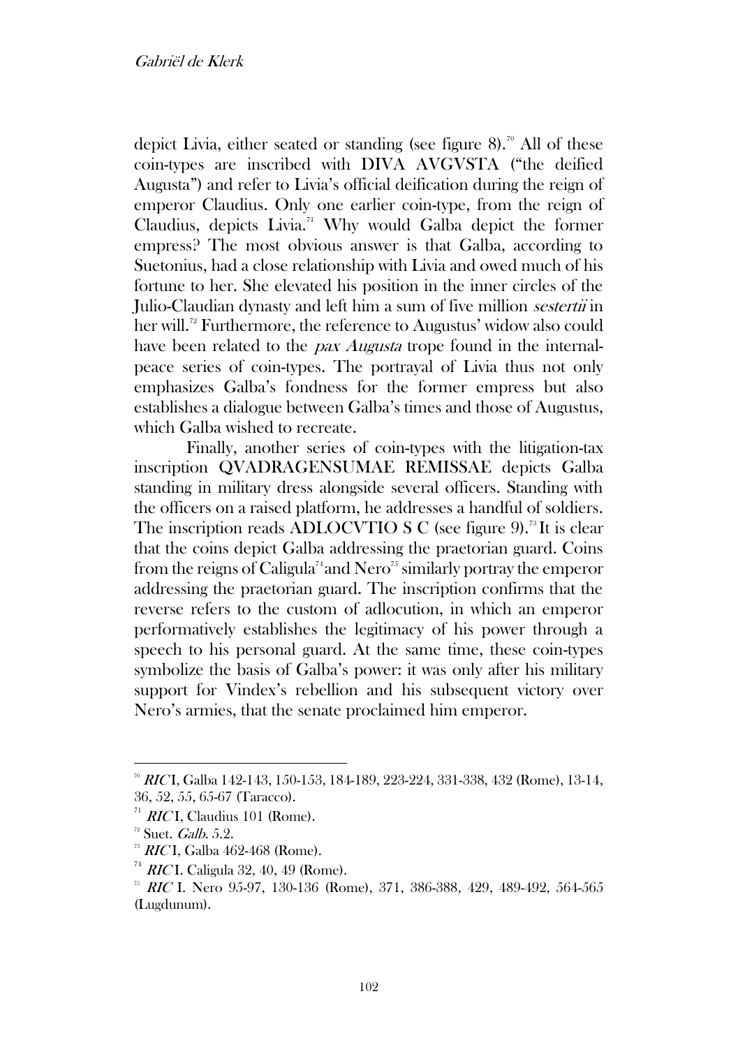depict Livia, either seated or standing (see figure 8).[70] All of these coin-types are inscribed with DIVA AVGVSTA ("the deified Augusta") and refer to Livia's official deification during the reign of emperor Claudius. Only one earlier coin-type, from the reign of Claudius, depicts Livia.[71] Why would Galba depict the former empress? The most obvious answer is that Galba, according to Suetonius, had a close relationship with Livia and owed much of his fortune to her. She elevated his position in the inner circles of the Julio-Claudian dynasty and left him a sum of five million *sestertii* in her will.[72] Furthermore, the reference to Augustus' widow also could have been related to the *pax Augusta* trope found in the internal-peace series of coin-types. The portrayal of Livia thus not only emphasizes Galba's fondness for the former empress but also establishes a dialogue between Galba's times and those of Augustus, which Galba wished to recreate.

Finally, another series of coin-types with the litigation-tax inscription QVADRAGENSUMAE REMISSAE depicts Galba standing in military dress alongside several officers. Standing with the officers on a raised platform, he addresses a handful of soldiers. The inscription reads ADLOCVTIO S C (see figure 9).[73] It is clear that the coins depict Galba addressing the praetorian guard. Coins from the reigns of Caligula[74] and Nero[75] similarly portray the emperor addressing the praetorian guard. The inscription confirms that the reverse refers to the custom of adlocution, in which an emperor performatively establishes the legitimacy of his power through a speech to his personal guard. At the same time, these coin-types symbolize the basis of Galba's power: it was only after his military support for Vindex's rebellion and his subsequent victory over Nero's armies, that the senate proclaimed him emperor.

---

[70] *RIC* I, Galba 142-143, 150-153, 184-189, 223-224, 331-338, 432 (Rome), 13-14, 36, 52, 55, 65-67 (Taracco).

[71] *RIC* I, Claudius 101 (Rome).

[72] Suet. *Galb.* 5.2.

[73] *RIC* I, Galba 462-468 (Rome).

[74] *RIC* I. Caligula 32, 40, 49 (Rome).

[75] *RIC* I. Nero 95-97, 130-136 (Rome), 371, 386-388, 429, 489-492, 564-565 (Lugdunum).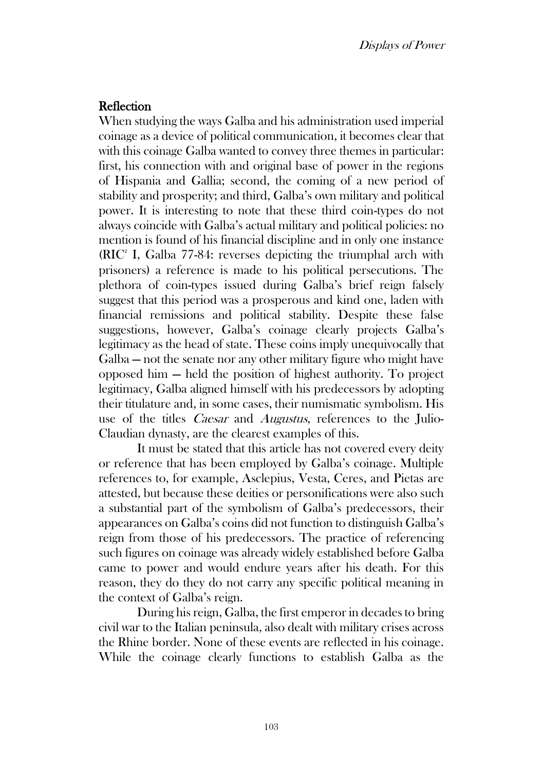## Reflection

When studying the ways Galba and his administration used imperial coinage as a device of political communication, it becomes clear that with this coinage Galba wanted to convey three themes in particular: first, his connection with and original base of power in the regions of Hispania and Gallia; second, the coming of a new period of stability and prosperity; and third, Galba's own military and political power. It is interesting to note that these third coin-types do not always coincide with Galba's actual military and political policies: no mention is found of his financial discipline and in only one instance (RIC[2] I, Galba 77-84: reverses depicting the triumphal arch with prisoners) a reference is made to his political persecutions. The plethora of coin-types issued during Galba's brief reign falsely suggest that this period was a prosperous and kind one, laden with financial remissions and political stability. Despite these false suggestions, however, Galba's coinage clearly projects Galba's legitimacy as the head of state. These coins imply unequivocally that Galba — not the senate nor any other military figure who might have opposed him — held the position of highest authority. To project legitimacy, Galba aligned himself with his predecessors by adopting their titulature and, in some cases, their numismatic symbolism. His use of the titles *Caesar* and *Augustus*, references to the Julio-Claudian dynasty, are the clearest examples of this.

It must be stated that this article has not covered every deity or reference that has been employed by Galba's coinage. Multiple references to, for example, Asclepius, Vesta, Ceres, and Pietas are attested, but because these deities or personifications were also such a substantial part of the symbolism of Galba's predecessors, their appearances on Galba's coins did not function to distinguish Galba's reign from those of his predecessors. The practice of referencing such figures on coinage was already widely established before Galba came to power and would endure years after his death. For this reason, they do they do not carry any specific political meaning in the context of Galba's reign.

During his reign, Galba, the first emperor in decades to bring civil war to the Italian peninsula, also dealt with military crises across the Rhine border. None of these events are reflected in his coinage. While the coinage clearly functions to establish Galba as the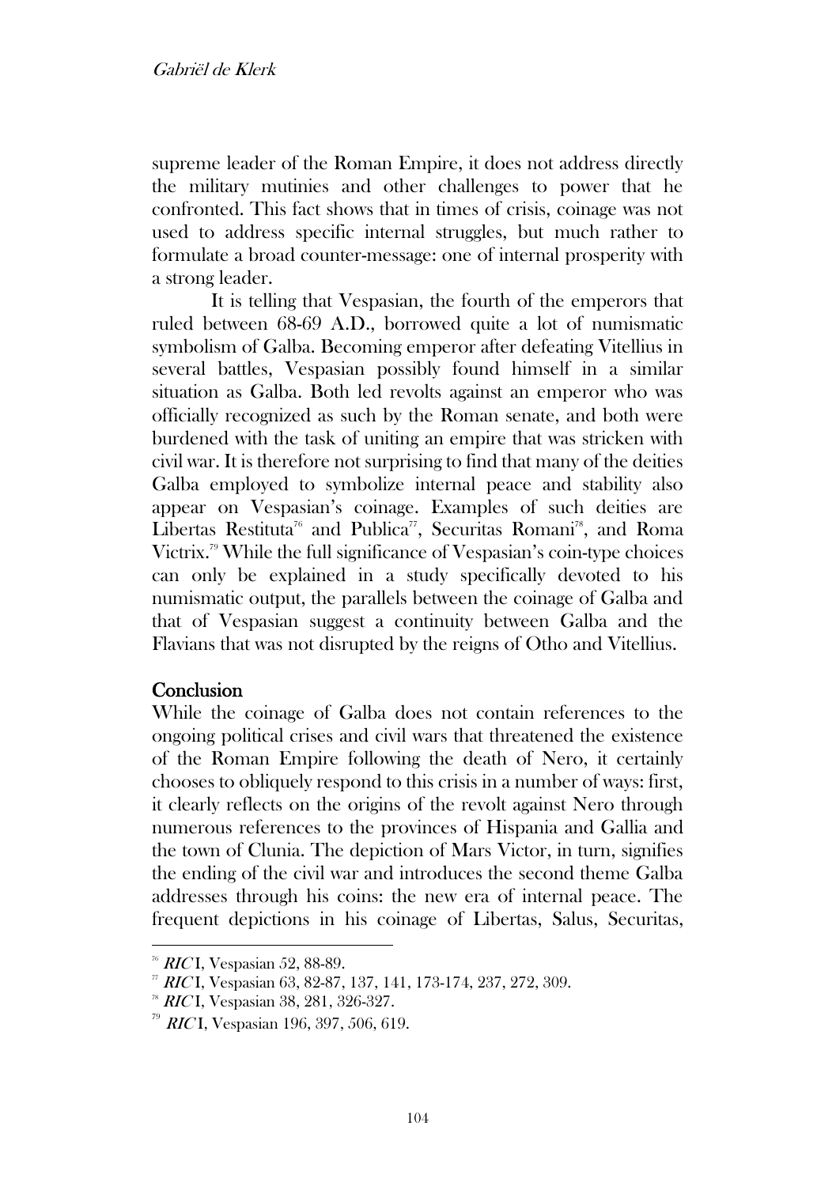supreme leader of the Roman Empire, it does not address directly the military mutinies and other challenges to power that he confronted. This fact shows that in times of crisis, coinage was not used to address specific internal struggles, but much rather to formulate a broad counter-message: one of internal prosperity with a strong leader.

It is telling that Vespasian, the fourth of the emperors that ruled between 68-69 A.D., borrowed quite a lot of numismatic symbolism of Galba. Becoming emperor after defeating Vitellius in several battles, Vespasian possibly found himself in a similar situation as Galba. Both led revolts against an emperor who was officially recognized as such by the Roman senate, and both were burdened with the task of uniting an empire that was stricken with civil war. It is therefore not surprising to find that many of the deities Galba employed to symbolize internal peace and stability also appear on Vespasian's coinage. Examples of such deities are Libertas Restituta[76] and Publica[77], Securitas Romani[78], and Roma Victrix.[79] While the full significance of Vespasian's coin-type choices can only be explained in a study specifically devoted to his numismatic output, the parallels between the coinage of Galba and that of Vespasian suggest a continuity between Galba and the Flavians that was not disrupted by the reigns of Otho and Vitellius.

## Conclusion

While the coinage of Galba does not contain references to the ongoing political crises and civil wars that threatened the existence of the Roman Empire following the death of Nero, it certainly chooses to obliquely respond to this crisis in a number of ways: first, it clearly reflects on the origins of the revolt against Nero through numerous references to the provinces of Hispania and Gallia and the town of Clunia. The depiction of Mars Victor, in turn, signifies the ending of the civil war and introduces the second theme Galba addresses through his coins: the new era of internal peace. The frequent depictions in his coinage of Libertas, Salus, Securitas,

---

[76] *RIC* I, Vespasian 52, 88-89.

[77] *RIC* I, Vespasian 63, 82-87, 137, 141, 173-174, 237, 272, 309.

[78] *RIC* I, Vespasian 38, 281, 326-327.

[79] *RIC* I, Vespasian 196, 397, 506, 619.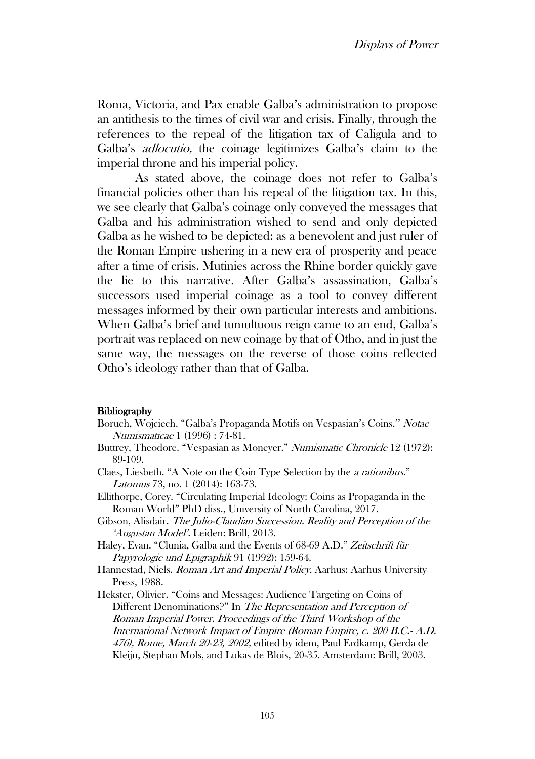Roma, Victoria, and Pax enable Galba's administration to propose an antithesis to the times of civil war and crisis. Finally, through the references to the repeal of the litigation tax of Caligula and to Galba's *adlocutio,* the coinage legitimizes Galba's claim to the imperial throne and his imperial policy.

As stated above, the coinage does not refer to Galba's financial policies other than his repeal of the litigation tax. In this, we see clearly that Galba's coinage only conveyed the messages that Galba and his administration wished to send and only depicted Galba as he wished to be depicted: as a benevolent and just ruler of the Roman Empire ushering in a new era of prosperity and peace after a time of crisis. Mutinies across the Rhine border quickly gave the lie to this narrative. After Galba's assassination, Galba's successors used imperial coinage as a tool to convey different messages informed by their own particular interests and ambitions. When Galba's brief and tumultuous reign came to an end, Galba's portrait was replaced on new coinage by that of Otho, and in just the same way, the messages on the reverse of those coins reflected Otho's ideology rather than that of Galba.

**Bibliography**

Boruch, Wojciech. "Galba's Propaganda Motifs on Vespasian's Coins." *Notae Numismaticae* 1 (1996) : 74-81.

Buttrey, Theodore. "Vespasian as Moneyer." *Numismatic Chronicle* 12 (1972): 89-109.

Claes, Liesbeth. "A Note on the Coin Type Selection by the *a rationibus*." *Latomus* 73, no. 1 (2014): 163-73.

Ellithorpe, Corey. "Circulating Imperial Ideology: Coins as Propaganda in the Roman World" PhD diss., University of North Carolina, 2017.

Gibson, Alisdair. *The Julio-Claudian Succession. Reality and Perception of the 'Augustan Model'.* Leiden: Brill, 2013.

Haley, Evan. "Clunia, Galba and the Events of 68-69 A.D." *Zeitschrift für Papyrologie und Epigraphik* 91 (1992): 159-64.

Hannestad, Niels. *Roman Art and Imperial Policy.* Aarhus: Aarhus University Press, 1988.

Hekster, Olivier. "Coins and Messages: Audience Targeting on Coins of Different Denominations?" In *The Representation and Perception of Roman Imperial Power. Proceedings of the Third Workshop of the International Network Impact of Empire (Roman Empire, c. 200 B.C.- A.D. 476), Rome, March 20-23, 2002,* edited by idem, Paul Erdkamp, Gerda de Kleijn, Stephan Mols, and Lukas de Blois, 20-35. Amsterdam: Brill, 2003.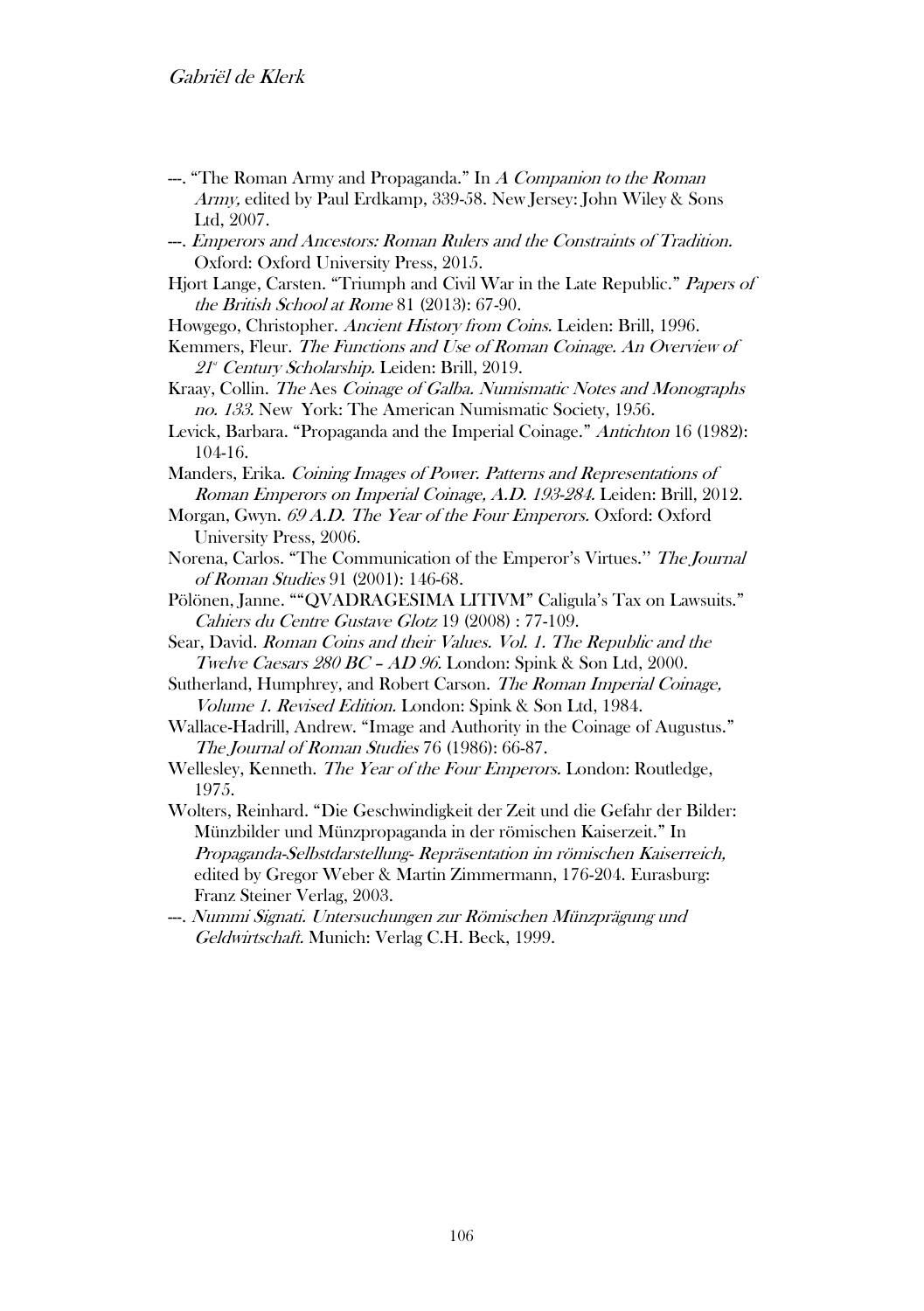---. "The Roman Army and Propaganda." In *A Companion to the Roman Army,* edited by Paul Erdkamp, 339-58. New Jersey: John Wiley & Sons Ltd, 2007.

---. *Emperors and Ancestors: Roman Rulers and the Constraints of Tradition.* Oxford: Oxford University Press, 2015.

Hjort Lange, Carsten. "Triumph and Civil War in the Late Republic." *Papers of the British School at Rome* 81 (2013): 67-90.

Howgego, Christopher. *Ancient History from Coins.* Leiden: Brill, 1996.

Kemmers, Fleur. *The Functions and Use of Roman Coinage. An Overview of 21st Century Scholarship.* Leiden: Brill, 2019.

Kraay, Collin. *The* Aes *Coinage of Galba. Numismatic Notes and Monographs no. 133.* New York: The American Numismatic Society, 1956.

Levick, Barbara. "Propaganda and the Imperial Coinage." *Antichton* 16 (1982): 104-16.

Manders, Erika. *Coining Images of Power. Patterns and Representations of Roman Emperors on Imperial Coinage, A.D. 193-284.* Leiden: Brill, 2012.

Morgan, Gwyn. *69 A.D. The Year of the Four Emperors.* Oxford: Oxford University Press, 2006.

Norena, Carlos. "The Communication of the Emperor's Virtues.'' *The Journal of Roman Studies* 91 (2001): 146-68.

Pölönen, Janne. ""QVADRAGESIMA LITIVM" Caligula's Tax on Lawsuits." *Cahiers du Centre Gustave Glotz* 19 (2008) : 77-109.

Sear, David. *Roman Coins and their Values. Vol. 1. The Republic and the Twelve Caesars 280 BC – AD 96.* London: Spink & Son Ltd, 2000.

Sutherland, Humphrey, and Robert Carson. *The Roman Imperial Coinage, Volume 1. Revised Edition.* London: Spink & Son Ltd, 1984.

Wallace-Hadrill, Andrew. "Image and Authority in the Coinage of Augustus." *The Journal of Roman Studies* 76 (1986): 66-87.

Wellesley, Kenneth. *The Year of the Four Emperors.* London: Routledge, 1975.

Wolters, Reinhard. "Die Geschwindigkeit der Zeit und die Gefahr der Bilder: Münzbilder und Münzpropaganda in der römischen Kaiserzeit." In *Propaganda-Selbstdarstellung- Repräsentation im römischen Kaiserreich,* edited by Gregor Weber & Martin Zimmermann, 176-204. Eurasburg: Franz Steiner Verlag, 2003.

---. *Nummi Signati. Untersuchungen zur Römischen Münzprägung und Geldwirtschaft.* Munich: Verlag C.H. Beck, 1999.